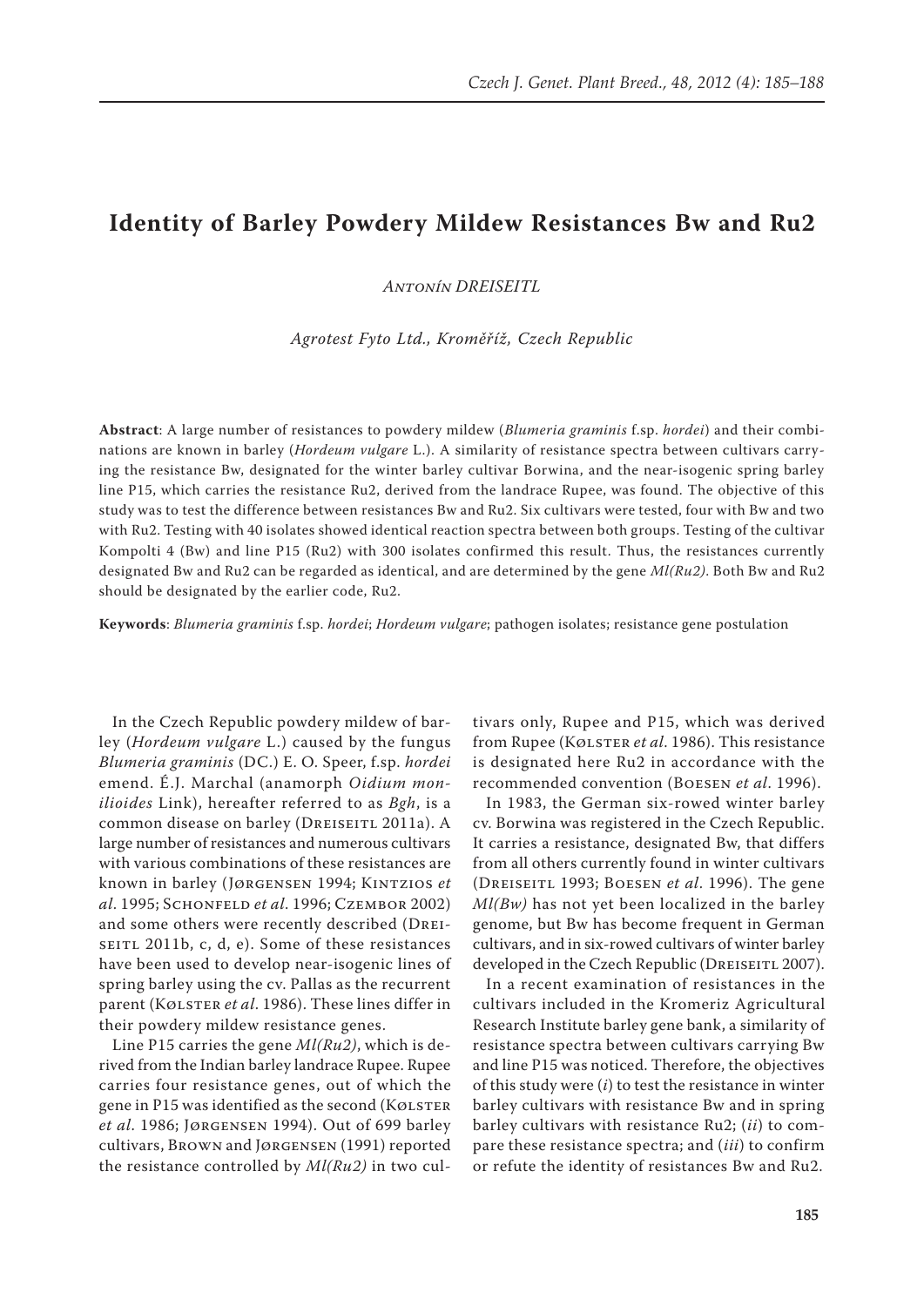# Identity of Barley Powdery Mildew Resistances Bw and Ru2

*Antonín DREISEITL*

*Agrotest Fyto Ltd., Kroměříž, Czech Republic*

**Abstract**: A large number of resistances to powdery mildew (*Blumeria graminis* f.sp. *hordei*) and their combinations are known in barley (*Hordeum vulgare* L.). A similarity of resistance spectra between cultivars carrying the resistance Bw, designated for the winter barley cultivar Borwina, and the near-isogenic spring barley line P15, which carries the resistance Ru2, derived from the landrace Rupee, was found. The objective of this study was to test the difference between resistances Bw and Ru2. Six cultivars were tested, four with Bw and two with Ru2. Testing with 40 isolates showed identical reaction spectra between both groups. Testing of the cultivar Kompolti 4 (Bw) and line P15 (Ru2) with 300 isolates confirmed this result. Thus, the resistances currently designated Bw and Ru2 can be regarded as identical, and are determined by the gene *Ml(Ru2)*. Both Bw and Ru2 should be designated by the earlier code, Ru2.

**Keywords**: *Blumeria graminis* f.sp. *hordei*; *Hordeum vulgare*; pathogen isolates; resistance gene postulation

In the Czech Republic powdery mildew of barley (*Hordeum vulgare* L.) caused by the fungus *Blumeria graminis* (DC.) E. O. Speer, f.sp. *hordei* emend. É.J. Marchal (anamorph *Oidium monilioides* Link), hereafter referred to as *Bgh*, is a common disease on barley (Dreiseitl 2011a). A large number of resistances and numerous cultivars with various combinations of these resistances are known in barley (Jørgensen 1994; Kintzios *et al*. 1995; Schonfeld *et al*. 1996; Czembor 2002) and some others were recently described (Dreiseitl 2011b, c, d, e). Some of these resistances have been used to develop near-isogenic lines of spring barley using the cv. Pallas as the recurrent parent (Kølster *et al*. 1986). These lines differ in their powdery mildew resistance genes.

Line P15 carries the gene *Ml(Ru2)*, which is derived from the Indian barley landrace Rupee. Rupee carries four resistance genes, out of which the gene in P15 was identified as the second (Kølster *et al*. 1986; Jørgensen 1994). Out of 699 barley cultivars, Brown and Jørgensen (1991) reported the resistance controlled by *Ml(Ru2)* in two cultivars only, Rupee and P15, which was derived from Rupee (Kølster *et al*. 1986). This resistance is designated here Ru2 in accordance with the recommended convention (Boesen *et al*. 1996).

In 1983, the German six-rowed winter barley cv. Borwina was registered in the Czech Republic. It carries a resistance, designated Bw, that differs from all others currently found in winter cultivars (Dreiseitl 1993; Boesen *et al*. 1996). The gene *Ml(Bw)* has not yet been localized in the barley genome, but Bw has become frequent in German cultivars, and in six-rowed cultivars of winter barley developed in the Czech Republic (Dreiseitl 2007).

In a recent examination of resistances in the cultivars included in the Kromeriz Agricultural Research Institute barley gene bank, a similarity of resistance spectra between cultivars carrying Bw and line P15 was noticed. Therefore, the objectives of this study were (*i*) to test the resistance in winter barley cultivars with resistance Bw and in spring barley cultivars with resistance Ru2; (*ii*) to compare these resistance spectra; and (*iii*) to confirm or refute the identity of resistances Bw and Ru2.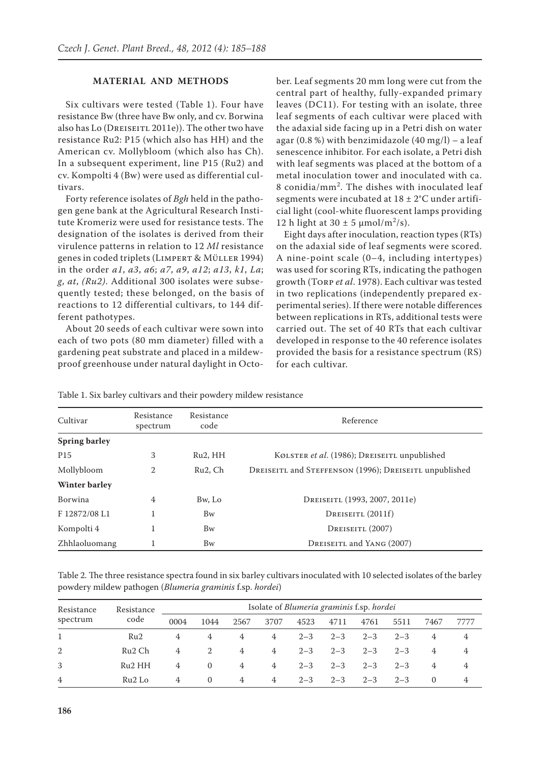## MATERIAL AND METHODS

Six cultivars were tested (Table 1). Four have resistance Bw (three have Bw only, and cv. Borwina also has Lo (Dreiseitl 2011e)). The other two have resistance Ru2: P15 (which also has HH) and the American cv. Mollybloom (which also has Ch). In a subsequent experiment, line P15 (Ru2) and cv. Kompolti 4 (Bw) were used as differential cultivars.

Forty reference isolates of *Bgh* held in the pathogen gene bank at the Agricultural Research Institute Kromeriz were used for resistance tests. The designation of the isolates is derived from their virulence patterns in relation to 12 *Ml* resistance genes in coded triplets (Limpert & Müller 1994) in the order *a1*, *a3*, *a6*; *a7*, *a9*, *a12*; *a13*, *k1*, *La*; *g*, *at*, *(Ru2)*. Additional 300 isolates were subsequently tested; these belonged, on the basis of reactions to 12 differential cultivars, to 144 different pathotypes.

About 20 seeds of each cultivar were sown into each of two pots (80 mm diameter) filled with a gardening peat substrate and placed in a mildew-proof greenhouse under natural daylight in October. Leaf segments 20 mm long were cut from the central part of healthy, fully-expanded primary leaves (DC11). For testing with an isolate, three leaf segments of each cultivar were placed with the adaxial side facing up in a Petri dish on water agar (0.8 %) with benzimidazole (40 mg/l) – a leaf senescence inhibitor. For each isolate, a Petri dish with leaf segments was placed at the bottom of a metal inoculation tower and inoculated with ca. 8 conidia/mm$^2$. The dishes with inoculated leaf segments were incubated at 18 ± 2°C under artificial light (cool-white fluorescent lamps providing 12 h light at 30 ± 5 μmol/m$^2$/s).

Eight days after inoculation, reaction types (RTs) on the adaxial side of leaf segments were scored. A nine-point scale (0–4, including intertypes) was used for scoring RTs, indicating the pathogen growth (Torp *et al*. 1978). Each cultivar was tested in two replications (independently prepared experimental series). If there were notable differences between replications in RTs, additional tests were carried out. The set of 40 RTs that each cultivar developed in response to the 40 reference isolates provided the basis for a resistance spectrum (RS) for each cultivar.

Table 1. Six barley cultivars and their powdery mildew resistance

| Cultivar | Resistance spectrum | Resistance code | Reference |
|---|---|---|---|
| **Spring barley** | | | |
| P15 | 3 | Ru2, HH | Kølster *et al*. (1986); Dreiseitl unpublished |
| Mollybloom | 2 | Ru2, Ch | Dreiseitl and Steffenson (1996); Dreiseitl unpublished |
| **Winter barley** | | | |
| Borwina | 4 | Bw, Lo | Dreiseitl (1993, 2007, 2011e) |
| F 12872/08 L1 | 1 | Bw | Dreiseitl (2011f) |
| Kompolti 4 | 1 | Bw | Dreiseitl (2007) |
| Zhhlaoluomang | 1 | Bw | Dreiseitl and Yang (2007) |

Table 2. The three resistance spectra found in six barley cultivars inoculated with 10 selected isolates of the barley powdery mildew pathogen (*Blumeria graminis* f.sp. *hordei*)

| Resistance spectrum | Resistance code | Isolate of *Blumeria graminis* f.sp. *hordei* | | | | | | | | | |
|---|---|---|---|---|---|---|---|---|---|---|---|
| | | 0004 | 1044 | 2567 | 3707 | 4523 | 4711 | 4761 | 5511 | 7467 | 7777 |
| 1 | Ru2 | 4 | 4 | 4 | 4 | 2–3 | 2–3 | 2–3 | 2–3 | 4 | 4 |
| 2 | Ru2 Ch | 4 | 2 | 4 | 4 | 2–3 | 2–3 | 2–3 | 2–3 | 4 | 4 |
| 3 | Ru2 HH | 4 | 0 | 4 | 4 | 2–3 | 2–3 | 2–3 | 2–3 | 4 | 4 |
| 4 | Ru2 Lo | 4 | 0 | 4 | 4 | 2–3 | 2–3 | 2–3 | 2–3 | 0 | 4 |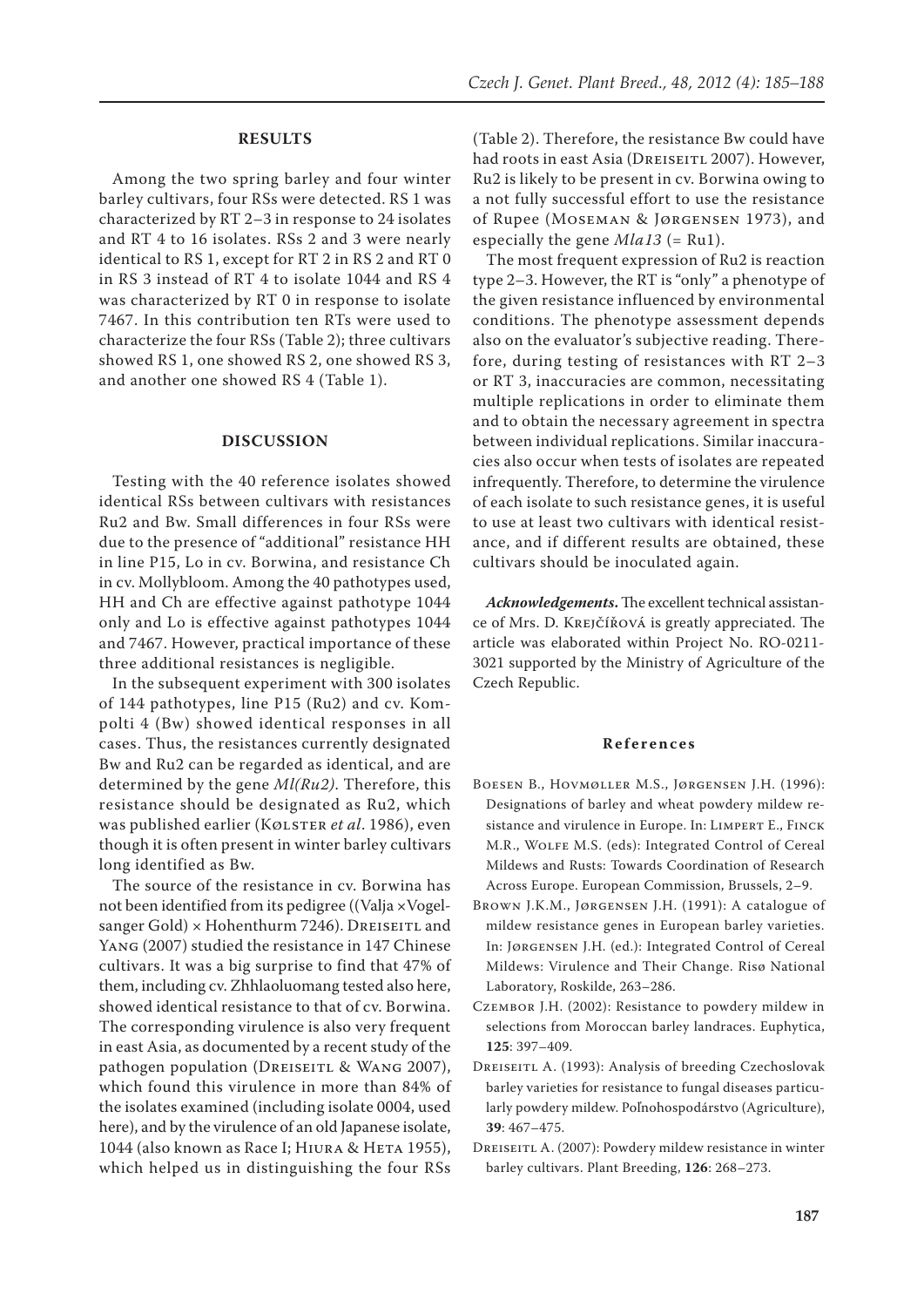## RESULTS

Among the two spring barley and four winter barley cultivars, four RSs were detected. RS 1 was characterized by RT 2–3 in response to 24 isolates and RT 4 to 16 isolates. RSs 2 and 3 were nearly identical to RS 1, except for RT 2 in RS 2 and RT 0 in RS 3 instead of RT 4 to isolate 1044 and RS 4 was characterized by RT 0 in response to isolate 7467. In this contribution ten RTs were used to characterize the four RSs (Table 2); three cultivars showed RS 1, one showed RS 2, one showed RS 3, and another one showed RS 4 (Table 1).

## DISCUSSION

Testing with the 40 reference isolates showed identical RSs between cultivars with resistances Ru2 and Bw. Small differences in four RSs were due to the presence of "additional" resistance HH in line P15, Lo in cv. Borwina, and resistance Ch in cv. Mollybloom. Among the 40 pathotypes used, HH and Ch are effective against pathotype 1044 only and Lo is effective against pathotypes 1044 and 7467. However, practical importance of these three additional resistances is negligible.

In the subsequent experiment with 300 isolates of 144 pathotypes, line P15 (Ru2) and cv. Kompolti 4 (Bw) showed identical responses in all cases. Thus, the resistances currently designated Bw and Ru2 can be regarded as identical, and are determined by the gene *Ml(Ru2)*. Therefore, this resistance should be designated as Ru2, which was published earlier (Kølster *et al*. 1986), even though it is often present in winter barley cultivars long identified as Bw.

The source of the resistance in cv. Borwina has not been identified from its pedigree ((Valja ×Vogelsanger Gold) × Hohenthurm 7246). Dreiseitl and Yang (2007) studied the resistance in 147 Chinese cultivars. It was a big surprise to find that 47% of them, including cv. Zhhlaoluomang tested also here, showed identical resistance to that of cv. Borwina. The corresponding virulence is also very frequent in east Asia, as documented by a recent study of the pathogen population (Dreiseitl & Wang 2007), which found this virulence in more than 84% of the isolates examined (including isolate 0004, used here), and by the virulence of an old Japanese isolate, 1044 (also known as Race I; Hiura & Heta 1955), which helped us in distinguishing the four RSs (Table 2). Therefore, the resistance Bw could have had roots in east Asia (Dreiseitl 2007). However, Ru2 is likely to be present in cv. Borwina owing to a not fully successful effort to use the resistance of Rupee (Moseman & Jørgensen 1973), and especially the gene *Mla13* (= Ru1).

The most frequent expression of Ru2 is reaction type 2–3. However, the RT is "only" a phenotype of the given resistance influenced by environmental conditions. The phenotype assessment depends also on the evaluator's subjective reading. Therefore, during testing of resistances with RT 2–3 or RT 3, inaccuracies are common, necessitating multiple replications in order to eliminate them and to obtain the necessary agreement in spectra between individual replications. Similar inaccuracies also occur when tests of isolates are repeated infrequently. Therefore, to determine the virulence of each isolate to such resistance genes, it is useful to use at least two cultivars with identical resistance, and if different results are obtained, these cultivars should be inoculated again.

***Acknowledgements.*** The excellent technical assistance of Mrs. D. Krejčířová is greatly appreciated. The article was elaborated within Project No. RO-0211-3021 supported by the Ministry of Agriculture of the Czech Republic.

## References

Boesen B., Hovmøller M.S., Jørgensen J.H. (1996): Designations of barley and wheat powdery mildew resistance and virulence in Europe. In: Limpert E., Finck M.R., Wolfe M.S. (eds): Integrated Control of Cereal Mildews and Rusts: Towards Coordination of Research Across Europe. European Commission, Brussels, 2–9.

Brown J.K.M., Jørgensen J.H. (1991): A catalogue of mildew resistance genes in European barley varieties. In: Jørgensen J.H. (ed.): Integrated Control of Cereal Mildews: Virulence and Their Change. Risø National Laboratory, Roskilde, 263–286.

Czembor J.H. (2002): Resistance to powdery mildew in selections from Moroccan barley landraces. Euphytica, **125**: 397–409.

Dreiseitl A. (1993): Analysis of breeding Czechoslovak barley varieties for resistance to fungal diseases particularly powdery mildew. Poľnohospodárstvo (Agriculture), **39**: 467–475.

Dreiseitl A. (2007): Powdery mildew resistance in winter barley cultivars. Plant Breeding, **126**: 268–273.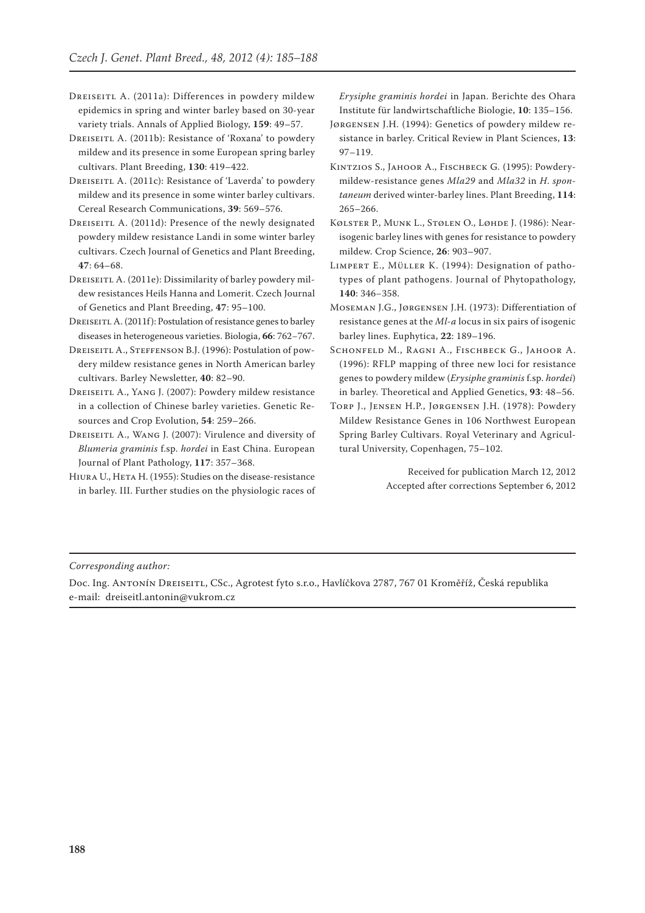Dreiseitl A. (2011a): Differences in powdery mildew epidemics in spring and winter barley based on 30-year variety trials. Annals of Applied Biology, **159**: 49–57.

Dreiseitl A. (2011b): Resistance of 'Roxana' to powdery mildew and its presence in some European spring barley cultivars. Plant Breeding, **130**: 419–422.

Dreiseitl A. (2011c): Resistance of 'Laverda' to powdery mildew and its presence in some winter barley cultivars. Cereal Research Communications, **39**: 569–576.

Dreiseitl A. (2011d): Presence of the newly designated powdery mildew resistance Landi in some winter barley cultivars. Czech Journal of Genetics and Plant Breeding, **47**: 64–68.

Dreiseitl A. (2011e): Dissimilarity of barley powdery mildew resistances Heils Hanna and Lomerit. Czech Journal of Genetics and Plant Breeding, **47**: 95–100.

Dreiseitl A. (2011f): Postulation of resistance genes to barley diseases in heterogeneous varieties. Biologia, **66**: 762–767.

Dreiseitl A., Steffenson B.J. (1996): Postulation of powdery mildew resistance genes in North American barley cultivars. Barley Newsletter, **40**: 82–90.

Dreiseitl A., Yang J. (2007): Powdery mildew resistance in a collection of Chinese barley varieties. Genetic Resources and Crop Evolution, **54**: 259–266.

Dreiseitl A., Wang J. (2007): Virulence and diversity of *Blumeria graminis* f.sp. *hordei* in East China. European Journal of Plant Pathology, **117**: 357–368.

Hiura U., Heta H. (1955): Studies on the disease-resistance in barley. III. Further studies on the physiologic races of *Erysiphe graminis hordei* in Japan. Berichte des Ohara Institute für landwirtschaftliche Biologie, **10**: 135–156.

Jørgensen J.H. (1994): Genetics of powdery mildew resistance in barley. Critical Review in Plant Sciences, **13**: 97–119.

Kintzios S., Jahoor A., Fischbeck G. (1995): Powdery-mildew-resistance genes *Mla29* and *Mla32* in *H. spontaneum* derived winter-barley lines. Plant Breeding, **114**: 265–266.

Kølster P., Munk L., Stølen O., Løhde J. (1986): Near-isogenic barley lines with genes for resistance to powdery mildew. Crop Science, **26**: 903–907.

Limpert E., Müller K. (1994): Designation of pathotypes of plant pathogens. Journal of Phytopathology, **140**: 346–358.

Moseman J.G., Jørgensen J.H. (1973): Differentiation of resistance genes at the *Ml-a* locus in six pairs of isogenic barley lines. Euphytica, **22**: 189–196.

Schonfeld M., Ragni A., Fischbeck G., Jahoor A. (1996): RFLP mapping of three new loci for resistance genes to powdery mildew (*Erysiphe graminis* f.sp. *hordei*) in barley. Theoretical and Applied Genetics, **93**: 48–56.

Torp J., Jensen H.P., Jørgensen J.H. (1978): Powdery Mildew Resistance Genes in 106 Northwest European Spring Barley Cultivars. Royal Veterinary and Agricultural University, Copenhagen, 75–102.

Received for publication March 12, 2012
Accepted after corrections September 6, 2012

*Corresponding author:*

Doc. Ing. Antonín Dreiseitl, CSc., Agrotest fyto s.r.o., Havlíčkova 2787, 767 01 Kroměříž, Česká republika
e-mail: dreiseitl.antonin@vukrom.cz